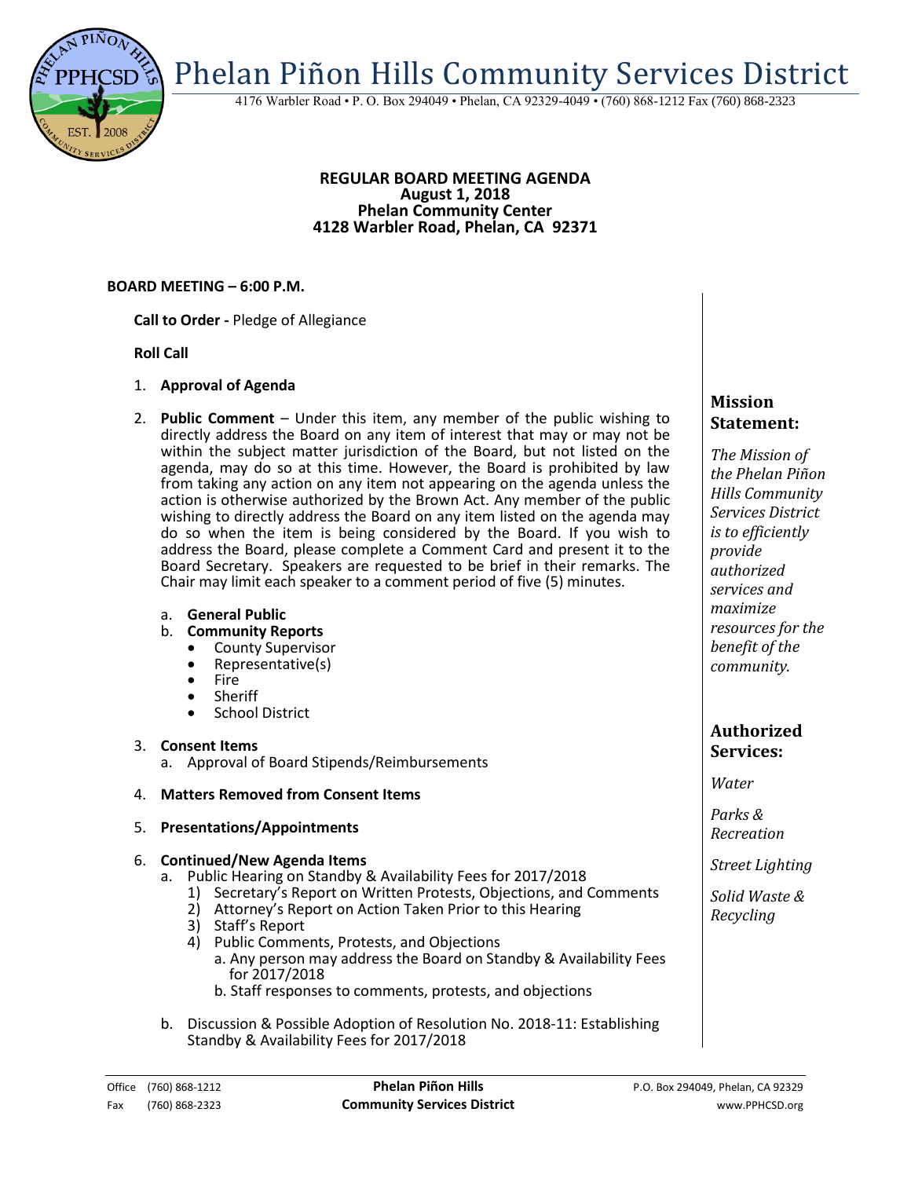# Phelan Piñon Hills Community Services District

4176 Warbler Road • P. O. Box 294049 • Phelan, CA 92329-4049 • (760) 868-1212 Fax (760) 868-2323

**REGULAR BOARD MEETING AGENDA**
**August 1, 2018**
**Phelan Community Center**
**4128 Warbler Road, Phelan, CA 92371**

**BOARD MEETING – 6:00 P.M.**

**Call to Order -** Pledge of Allegiance

**Roll Call**

1. **Approval of Agenda**

2. **Public Comment** – Under this item, any member of the public wishing to directly address the Board on any item of interest that may or may not be within the subject matter jurisdiction of the Board, but not listed on the agenda, may do so at this time. However, the Board is prohibited by law from taking any action on any item not appearing on the agenda unless the action is otherwise authorized by the Brown Act. Any member of the public wishing to directly address the Board on any item listed on the agenda may do so when the item is being considered by the Board. If you wish to address the Board, please complete a Comment Card and present it to the Board Secretary. Speakers are requested to be brief in their remarks. The Chair may limit each speaker to a comment period of five (5) minutes.

   a. **General Public**
   b. **Community Reports**
      - County Supervisor
      - Representative(s)
      - Fire
      - Sheriff
      - School District

3. **Consent Items**
   a. Approval of Board Stipends/Reimbursements

4. **Matters Removed from Consent Items**

5. **Presentations/Appointments**

6. **Continued/New Agenda Items**
   a. Public Hearing on Standby & Availability Fees for 2017/2018
      1) Secretary's Report on Written Protests, Objections, and Comments
      2) Attorney's Report on Action Taken Prior to this Hearing
      3) Staff's Report
      4) Public Comments, Protests, and Objections
         a. Any person may address the Board on Standby & Availability Fees for 2017/2018
         b. Staff responses to comments, protests, and objections

   b. Discussion & Possible Adoption of Resolution No. 2018-11: Establishing Standby & Availability Fees for 2017/2018

## Mission Statement:

*The Mission of the Phelan Piñon Hills Community Services District is to efficiently provide authorized services and maximize resources for the benefit of the community.*

## Authorized Services:

*Water*

*Parks & Recreation*

*Street Lighting*

*Solid Waste & Recycling*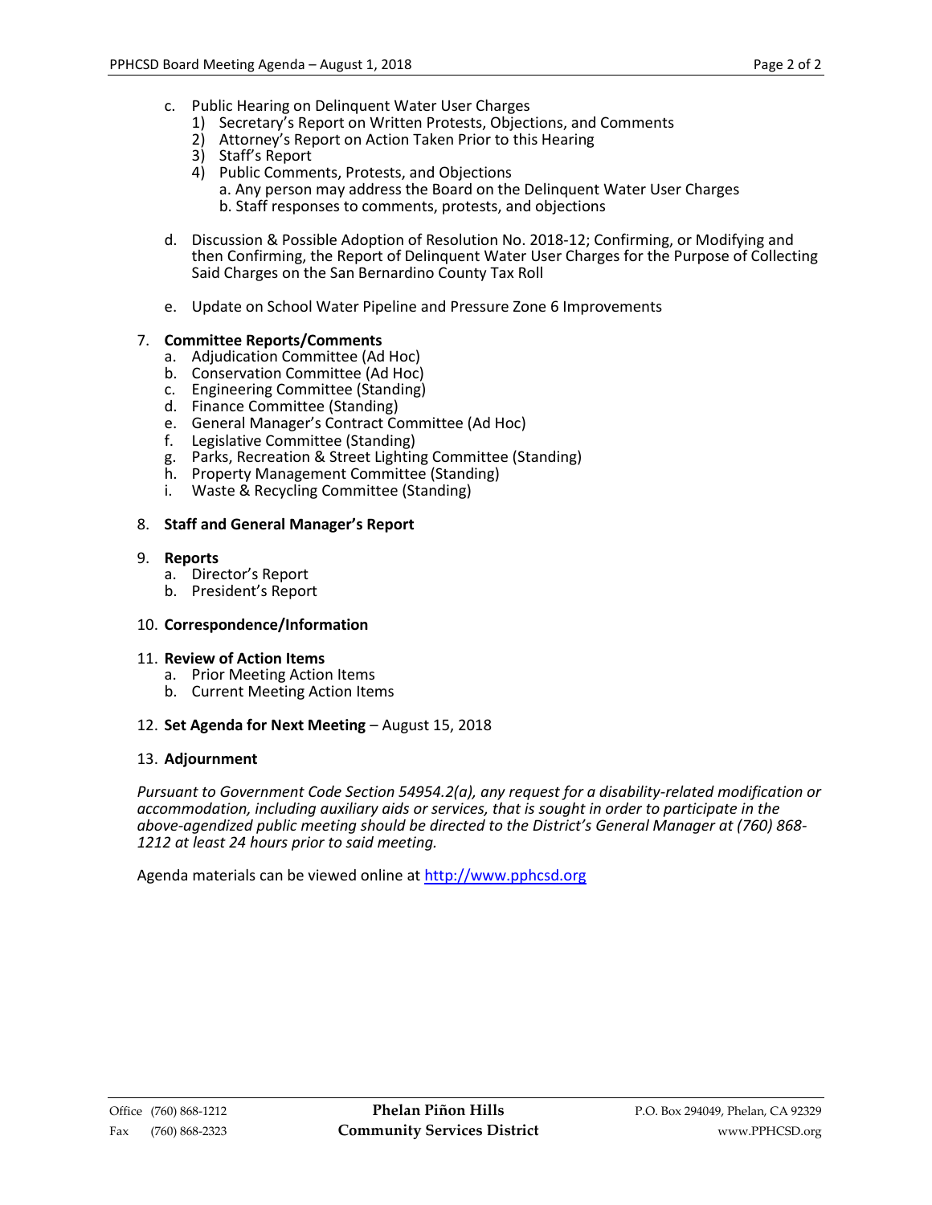c. Public Hearing on Delinquent Water User Charges
    1) Secretary's Report on Written Protests, Objections, and Comments
    2) Attorney's Report on Action Taken Prior to this Hearing
    3) Staff's Report
    4) Public Comments, Protests, and Objections
        a. Any person may address the Board on the Delinquent Water User Charges
        b. Staff responses to comments, protests, and objections

d. Discussion & Possible Adoption of Resolution No. 2018-12; Confirming, or Modifying and then Confirming, the Report of Delinquent Water User Charges for the Purpose of Collecting Said Charges on the San Bernardino County Tax Roll

e. Update on School Water Pipeline and Pressure Zone 6 Improvements

7. **Committee Reports/Comments**
    a. Adjudication Committee (Ad Hoc)
    b. Conservation Committee (Ad Hoc)
    c. Engineering Committee (Standing)
    d. Finance Committee (Standing)
    e. General Manager's Contract Committee (Ad Hoc)
    f. Legislative Committee (Standing)
    g. Parks, Recreation & Street Lighting Committee (Standing)
    h. Property Management Committee (Standing)
    i. Waste & Recycling Committee (Standing)

8. **Staff and General Manager's Report**

9. **Reports**
    a. Director's Report
    b. President's Report

10. **Correspondence/Information**

11. **Review of Action Items**
    a. Prior Meeting Action Items
    b. Current Meeting Action Items

12. **Set Agenda for Next Meeting** – August 15, 2018

13. **Adjournment**

*Pursuant to Government Code Section 54954.2(a), any request for a disability-related modification or accommodation, including auxiliary aids or services, that is sought in order to participate in the above-agendized public meeting should be directed to the District's General Manager at (760) 868-1212 at least 24 hours prior to said meeting.*

Agenda materials can be viewed online at http://www.pphcsd.org